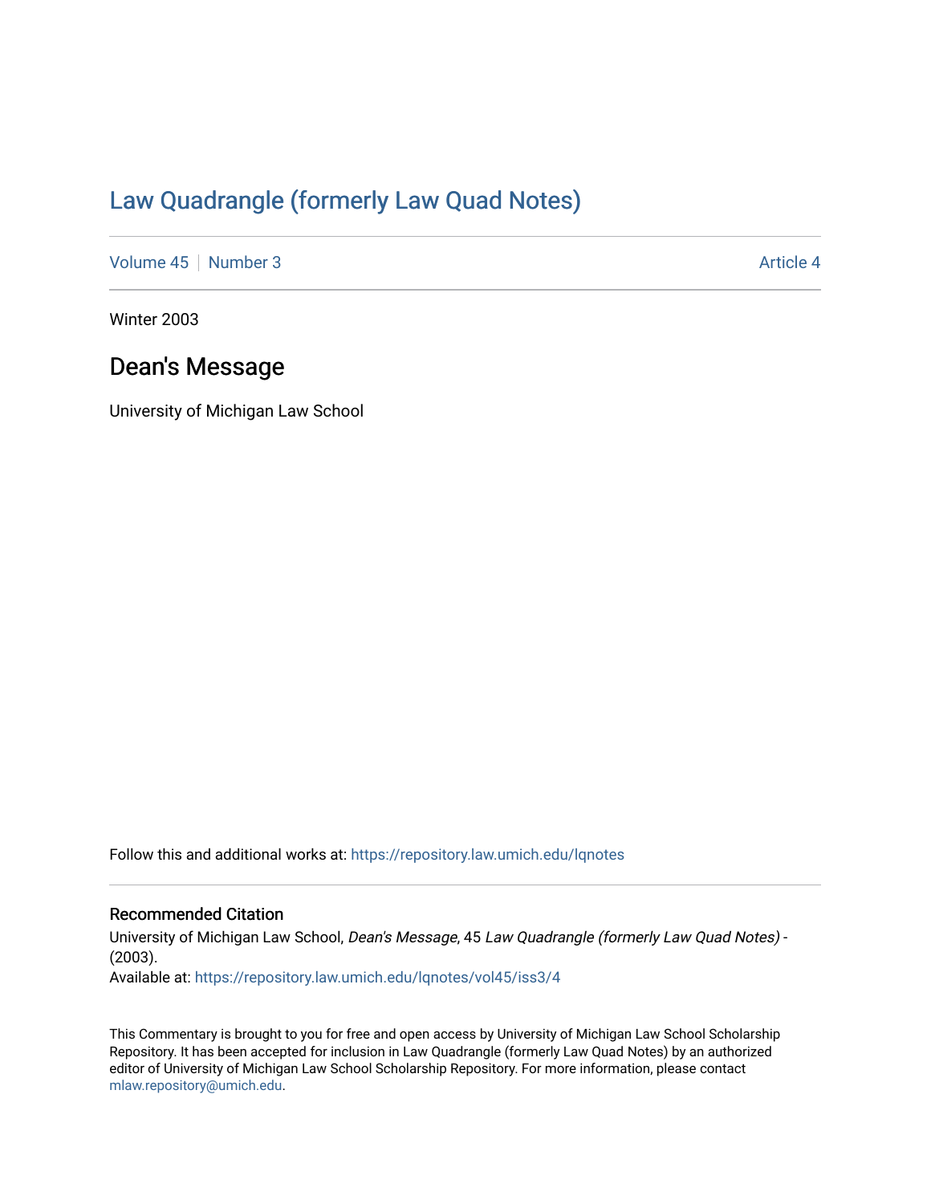# Law Quadrangle (formerly Law Quad Notes)

Volume 45 | Number 3 | Article 4

Winter 2003

## Dean's Message

University of Michigan Law School

Follow this and additional works at: https://repository.law.umich.edu/lqnotes

### Recommended Citation

University of Michigan Law School, *Dean's Message*, 45 *Law Quadrangle (formerly Law Quad Notes)* - (2003).
Available at: https://repository.law.umich.edu/lqnotes/vol45/iss3/4

This Commentary is brought to you for free and open access by University of Michigan Law School Scholarship Repository. It has been accepted for inclusion in Law Quadrangle (formerly Law Quad Notes) by an authorized editor of University of Michigan Law School Scholarship Repository. For more information, please contact mlaw.repository@umich.edu.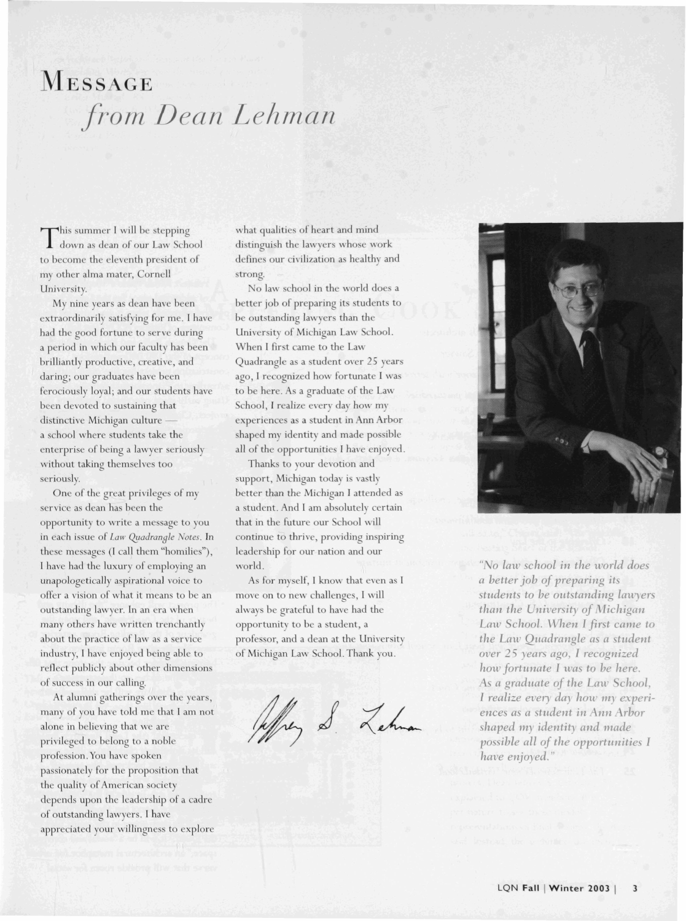# Message *from Dean Lehman*

This summer I will be stepping down as dean of our Law School to become the eleventh president of my other alma mater, Cornell University.

My nine years as dean have been extraordinarily satisfying for me. I have had the good fortune to serve during a period in which our faculty has been brilliantly productive, creative, and daring; our graduates have been ferociously loyal; and our students have been devoted to sustaining that distinctive Michigan culture — a school where students take the enterprise of being a lawyer seriously without taking themselves too seriously.

One of the great privileges of my service as dean has been the opportunity to write a message to you in each issue of *Law Quadrangle Notes*. In these messages (I call them "homilies"), I have had the luxury of employing an unapologetically aspirational voice to offer a vision of what it means to be an outstanding lawyer. In an era when many others have written trenchantly about the practice of law as a service industry, I have enjoyed being able to reflect publicly about other dimensions of success in our calling.

At alumni gatherings over the years, many of you have told me that I am not alone in believing that we are privileged to belong to a noble profession. You have spoken passionately for the proposition that the quality of American society depends upon the leadership of a cadre of outstanding lawyers. I have appreciated your willingness to explore what qualities of heart and mind distinguish the lawyers whose work defines our civilization as healthy and strong.

No law school in the world does a better job of preparing its students to be outstanding lawyers than the University of Michigan Law School. When I first came to the Law Quadrangle as a student over 25 years ago, I recognized how fortunate I was to be here. As a graduate of the Law School, I realize every day how my experiences as a student in Ann Arbor shaped my identity and made possible all of the opportunities I have enjoyed.

Thanks to your devotion and support, Michigan today is vastly better than the Michigan I attended as a student. And I am absolutely certain that in the future our School will continue to thrive, providing inspiring leadership for our nation and our world.

As for myself, I know that even as I move on to new challenges, I will always be grateful to have had the opportunity to be a student, a professor, and a dean at the University of Michigan Law School. Thank you.

Jeffrey S. Lehman

*"No law school in the world does a better job of preparing its students to be outstanding lawyers than the University of Michigan Law School. When I first came to the Law Quadrangle as a student over 25 years ago, I recognized how fortunate I was to be here. As a graduate of the Law School, I realize every day how my experiences as a student in Ann Arbor shaped my identity and made possible all of the opportunities I have enjoyed."*